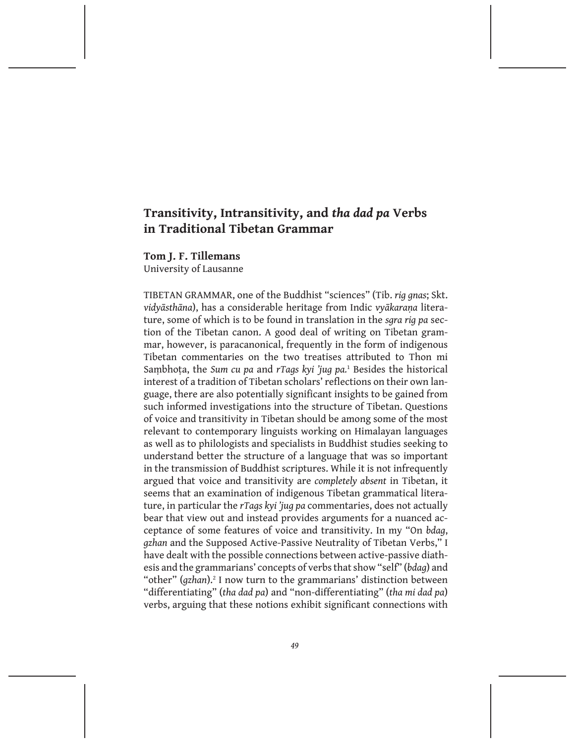# Transitivity, Intransitivity, and *tha dad pa* Verbs in Traditional Tibetan Grammar

**Tom J. F. Tillemans**
University of Lausanne

TIBETAN GRAMMAR, one of the Buddhist "sciences" (Tib. *rig gnas*; Skt. *vidyāsthāna*), has a considerable heritage from Indic *vyākaraṇa* literature, some of which is to be found in translation in the *sgra rig pa* section of the Tibetan canon. A good deal of writing on Tibetan grammar, however, is paracanonical, frequently in the form of indigenous Tibetan commentaries on the two treatises attributed to Thon mi Saṃbhoṭa, the *Sum cu pa* and *rTags kyi 'jug pa.*[1] Besides the historical interest of a tradition of Tibetan scholars' reflections on their own language, there are also potentially significant insights to be gained from such informed investigations into the structure of Tibetan. Questions of voice and transitivity in Tibetan should be among some of the most relevant to contemporary linguists working on Himalayan languages as well as to philologists and specialists in Buddhist studies seeking to understand better the structure of a language that was so important in the transmission of Buddhist scriptures. While it is not infrequently argued that voice and transitivity are *completely absent* in Tibetan, it seems that an examination of indigenous Tibetan grammatical literature, in particular the *rTags kyi 'jug pa* commentaries, does not actually bear that view out and instead provides arguments for a nuanced acceptance of some features of voice and transitivity. In my "On *bdag*, *gzhan* and the Supposed Active-Passive Neutrality of Tibetan Verbs," I have dealt with the possible connections between active-passive diathesis and the grammarians' concepts of verbs that show "self" (*bdag*) and "other" (*gzhan*).[2] I now turn to the grammarians' distinction between "differentiating" (*tha dad pa*) and "non-differentiating" (*tha mi dad pa*) verbs, arguing that these notions exhibit significant connections with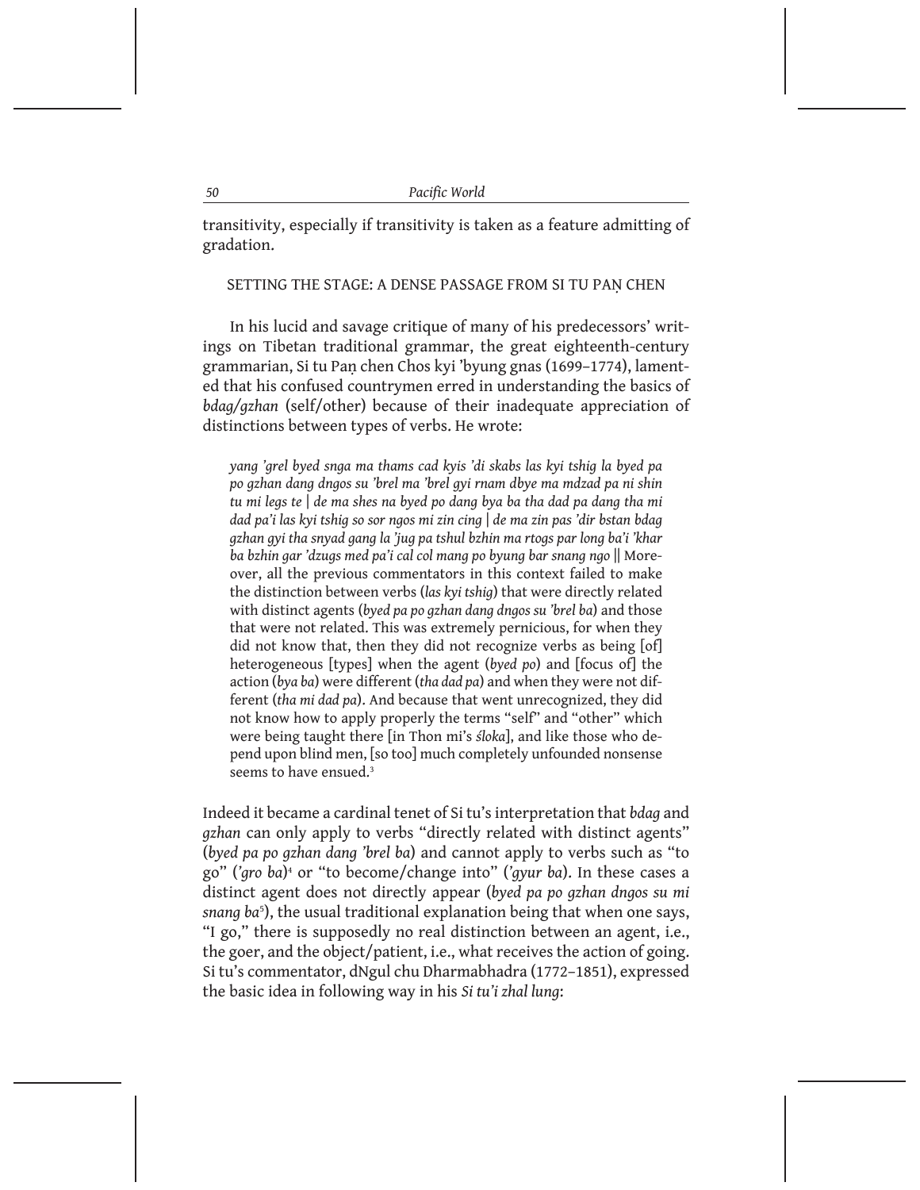transitivity, especially if transitivity is taken as a feature admitting of gradation.

## SETTING THE STAGE: A DENSE PASSAGE FROM SI TU PAṆ CHEN

In his lucid and savage critique of many of his predecessors' writings on Tibetan traditional grammar, the great eighteenth-century grammarian, Si tu Paṇ chen Chos kyi 'byung gnas (1699–1774), lamented that his confused countrymen erred in understanding the basics of *bdag/gzhan* (self/other) because of their inadequate appreciation of distinctions between types of verbs. He wrote:

> *yang 'grel byed snga ma thams cad kyis 'di skabs las kyi tshig la byed pa po gzhan dang dngos su 'brel ma 'brel gyi rnam dbye ma mdzad pa ni shin tu mi legs te | de ma shes na byed po dang bya ba tha dad pa dang tha mi dad pa'i las kyi tshig so sor ngos mi zin cing | de ma zin pas 'dir bstan bdag gzhan gyi tha snyad gang la 'jug pa tshul bzhin ma rtogs par long ba'i 'khar ba bzhin gar 'dzugs med pa'i cal col mang po byung bar snang ngo* || Moreover, all the previous commentators in this context failed to make the distinction between verbs (*las kyi tshig*) that were directly related with distinct agents (*byed pa po gzhan dang dngos su 'brel ba*) and those that were not related. This was extremely pernicious, for when they did not know that, then they did not recognize verbs as being [of] heterogeneous [types] when the agent (*byed po*) and [focus of] the action (*bya ba*) were different (*tha dad pa*) and when they were not different (*tha mi dad pa*). And because that went unrecognized, they did not know how to apply properly the terms "self" and "other" which were being taught there [in Thon mi's *śloka*], and like those who depend upon blind men, [so too] much completely unfounded nonsense seems to have ensued.[3]

Indeed it became a cardinal tenet of Si tu's interpretation that *bdag* and *gzhan* can only apply to verbs "directly related with distinct agents" (*byed pa po gzhan dang 'brel ba*) and cannot apply to verbs such as "to go" (*'gro ba*)[4] or "to become/change into" (*'gyur ba*). In these cases a distinct agent does not directly appear (*byed pa po gzhan dngos su mi snang ba*[5]), the usual traditional explanation being that when one says, "I go," there is supposedly no real distinction between an agent, i.e., the goer, and the object/patient, i.e., what receives the action of going. Si tu's commentator, dNgul chu Dharmabhadra (1772–1851), expressed the basic idea in following way in his *Si tu'i zhal lung*: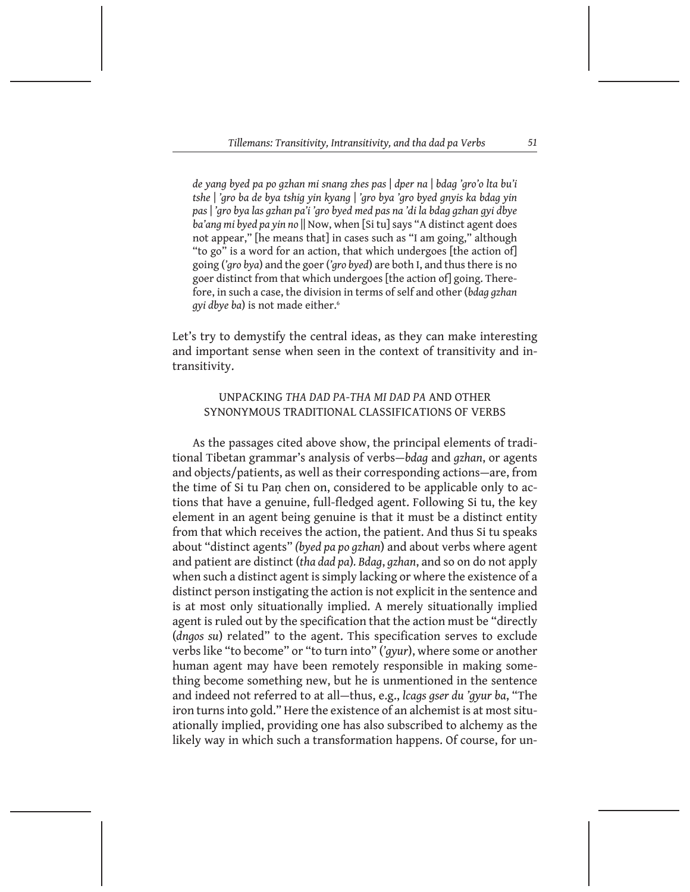*de yang byed pa po gzhan mi snang zhes pas | dper na | bdag 'gro'o lta bu'i tshe | 'gro ba de bya tshig yin kyang | 'gro bya 'gro byed gnyis ka bdag yin pas | 'gro bya las gzhan pa'i 'gro byed med pas na 'di la bdag gzhan gyi dbye ba'ang mi byed pa yin no* || Now, when [Si tu] says "A distinct agent does not appear," [he means that] in cases such as "I am going," although "to go" is a word for an action, that which undergoes [the action of] going (*'gro bya*) and the goer (*'gro byed*) are both I, and thus there is no goer distinct from that which undergoes [the action of] going. Therefore, in such a case, the division in terms of self and other (*bdag gzhan gyi dbye ba*) is not made either.[6]

Let's try to demystify the central ideas, as they can make interesting and important sense when seen in the context of transitivity and intransitivity.

## UNPACKING *THA DAD PA-THA MI DAD PA* AND OTHER SYNONYMOUS TRADITIONAL CLASSIFICATIONS OF VERBS

As the passages cited above show, the principal elements of traditional Tibetan grammar's analysis of verbs—*bdag* and *gzhan*, or agents and objects/patients, as well as their corresponding actions—are, from the time of Si tu Paṇ chen on, considered to be applicable only to actions that have a genuine, full-fledged agent. Following Si tu, the key element in an agent being genuine is that it must be a distinct entity from that which receives the action, the patient. And thus Si tu speaks about "distinct agents" *(byed pa po gzhan)* and about verbs where agent and patient are distinct (*tha dad pa*). *Bdag*, *gzhan*, and so on do not apply when such a distinct agent is simply lacking or where the existence of a distinct person instigating the action is not explicit in the sentence and is at most only situationally implied. A merely situationally implied agent is ruled out by the specification that the action must be "directly (*dngos su*) related" to the agent. This specification serves to exclude verbs like "to become" or "to turn into" (*'gyur*), where some or another human agent may have been remotely responsible in making something become something new, but he is unmentioned in the sentence and indeed not referred to at all—thus, e.g., *lcags gser du 'gyur ba*, "The iron turns into gold." Here the existence of an alchemist is at most situationally implied, providing one has also subscribed to alchemy as the likely way in which such a transformation happens. Of course, for un-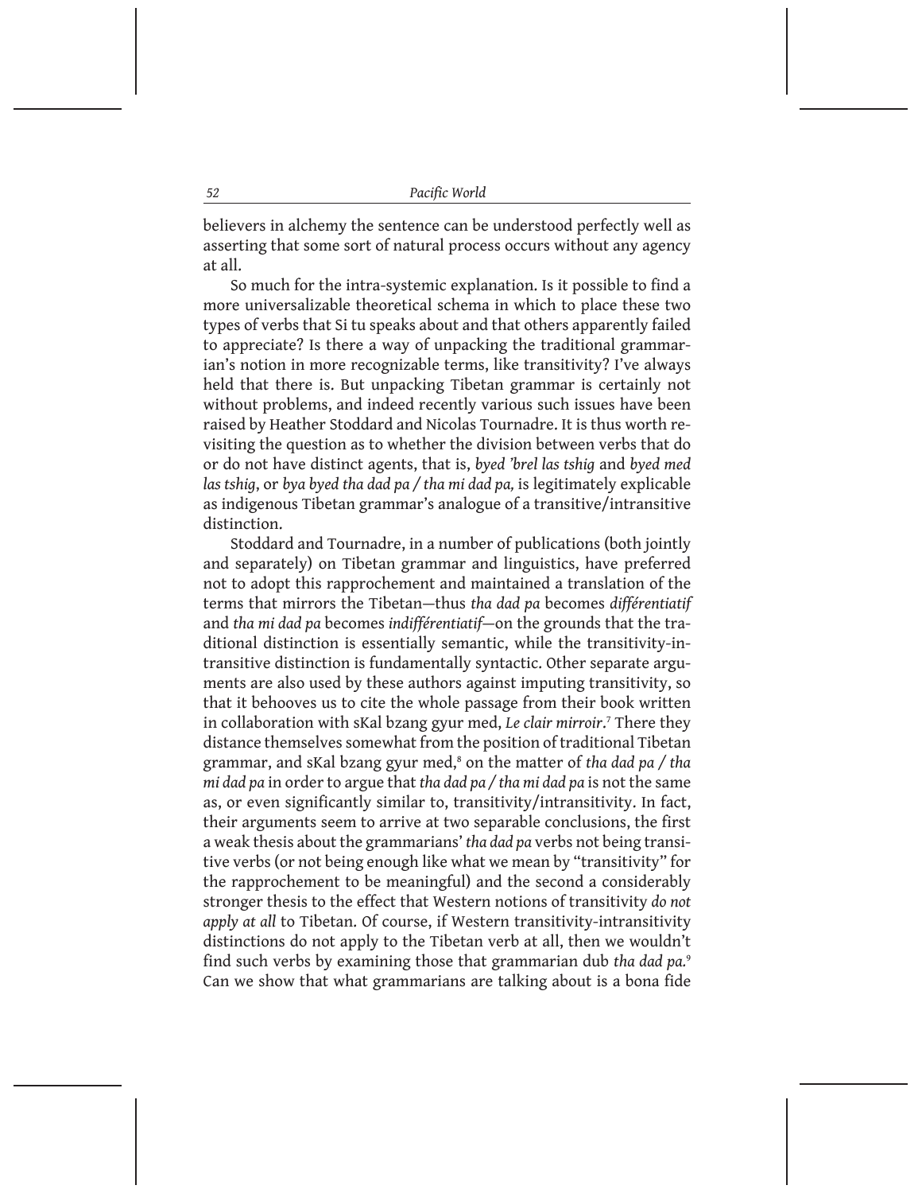believers in alchemy the sentence can be understood perfectly well as asserting that some sort of natural process occurs without any agency at all.

So much for the intra-systemic explanation. Is it possible to find a more universalizable theoretical schema in which to place these two types of verbs that Si tu speaks about and that others apparently failed to appreciate? Is there a way of unpacking the traditional grammarian's notion in more recognizable terms, like transitivity? I've always held that there is. But unpacking Tibetan grammar is certainly not without problems, and indeed recently various such issues have been raised by Heather Stoddard and Nicolas Tournadre. It is thus worth revisiting the question as to whether the division between verbs that do or do not have distinct agents, that is, *byed 'brel las tshig* and *byed med las tshig*, or *bya byed tha dad pa / tha mi dad pa,* is legitimately explicable as indigenous Tibetan grammar's analogue of a transitive/intransitive distinction.

Stoddard and Tournadre, in a number of publications (both jointly and separately) on Tibetan grammar and linguistics, have preferred not to adopt this rapprochement and maintained a translation of the terms that mirrors the Tibetan—thus *tha dad pa* becomes *différentiatif* and *tha mi dad pa* becomes *indifférentiatif*—on the grounds that the traditional distinction is essentially semantic, while the transitivity-intransitive distinction is fundamentally syntactic. Other separate arguments are also used by these authors against imputing transitivity, so that it behooves us to cite the whole passage from their book written in collaboration with sKal bzang gyur med, *Le clair miroir*.[7] There they distance themselves somewhat from the position of traditional Tibetan grammar, and sKal bzang gyur med,[8] on the matter of *tha dad pa / tha mi dad pa* in order to argue that *tha dad pa / tha mi dad pa* is not the same as, or even significantly similar to, transitivity/intransitivity. In fact, their arguments seem to arrive at two separable conclusions, the first a weak thesis about the grammarians' *tha dad pa* verbs not being transitive verbs (or not being enough like what we mean by "transitivity" for the rapprochement to be meaningful) and the second a considerably stronger thesis to the effect that Western notions of transitivity *do not apply at all* to Tibetan. Of course, if Western transitivity-intransitivity distinctions do not apply to the Tibetan verb at all, then we wouldn't find such verbs by examining those that grammarian dub *tha dad pa.*[9] Can we show that what grammarians are talking about is a bona fide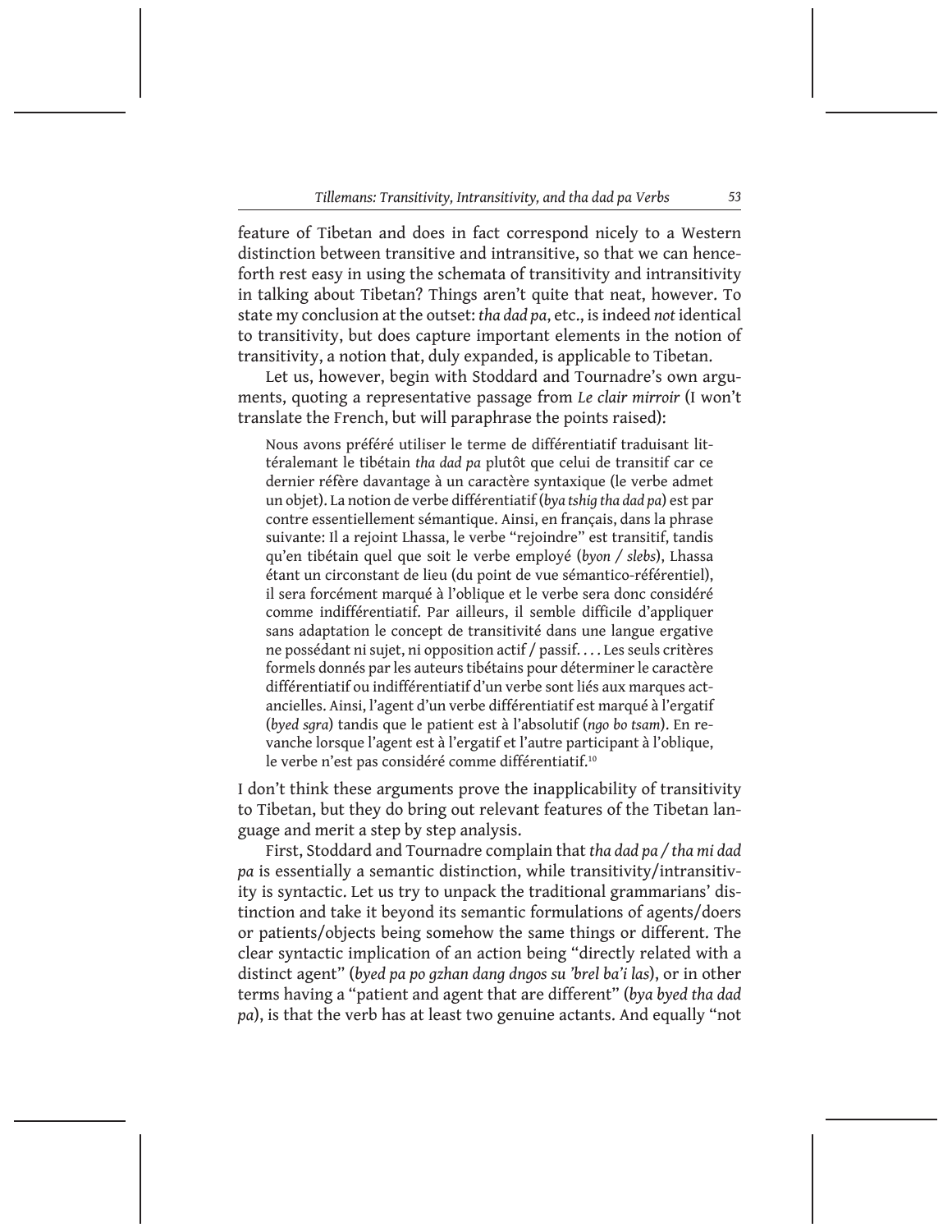feature of Tibetan and does in fact correspond nicely to a Western distinction between transitive and intransitive, so that we can henceforth rest easy in using the schemata of transitivity and intransitivity in talking about Tibetan? Things aren't quite that neat, however. To state my conclusion at the outset: *tha dad pa*, etc., is indeed *not* identical to transitivity, but does capture important elements in the notion of transitivity, a notion that, duly expanded, is applicable to Tibetan.

Let us, however, begin with Stoddard and Tournadre's own arguments, quoting a representative passage from *Le clair mirroir* (I won't translate the French, but will paraphrase the points raised):

> Nous avons préféré utiliser le terme de différentiatif traduisant littéralemant le tibétain *tha dad pa* plutôt que celui de transitif car ce dernier réfère davantage à un caractère syntaxique (le verbe admet un objet). La notion de verbe différentiatif (*bya tshig tha dad pa*) est par contre essentiellement sémantique. Ainsi, en français, dans la phrase suivante: Il a rejoint Lhassa, le verbe "rejoindre" est transitif, tandis qu'en tibétain quel que soit le verbe employé (*byon / slebs*), Lhassa étant un circonstant de lieu (du point de vue sémantico-référentiel), il sera forcément marqué à l'oblique et le verbe sera donc considéré comme indifférentiatif. Par ailleurs, il semble difficile d'appliquer sans adaptation le concept de transitivité dans une langue ergative ne possédant ni sujet, ni opposition actif / passif. . . . Les seuls critères formels donnés par les auteurs tibétains pour déterminer le caractère différentiatif ou indifférentiatif d'un verbe sont liés aux marques actancielles. Ainsi, l'agent d'un verbe différentiatif est marqué à l'ergatif (*byed sgra*) tandis que le patient est à l'absolutif (*ngo bo tsam*). En revanche lorsque l'agent est à l'ergatif et l'autre participant à l'oblique, le verbe n'est pas considéré comme différentiatif.[10]

I don't think these arguments prove the inapplicability of transitivity to Tibetan, but they do bring out relevant features of the Tibetan language and merit a step by step analysis.

First, Stoddard and Tournadre complain that *tha dad pa / tha mi dad pa* is essentially a semantic distinction, while transitivity/intransitivity is syntactic. Let us try to unpack the traditional grammarians' distinction and take it beyond its semantic formulations of agents/doers or patients/objects being somehow the same things or different. The clear syntactic implication of an action being "directly related with a distinct agent" (*byed pa po gzhan dang dngos su 'brel ba'i las*), or in other terms having a "patient and agent that are different" (*bya byed tha dad pa*), is that the verb has at least two genuine actants. And equally "not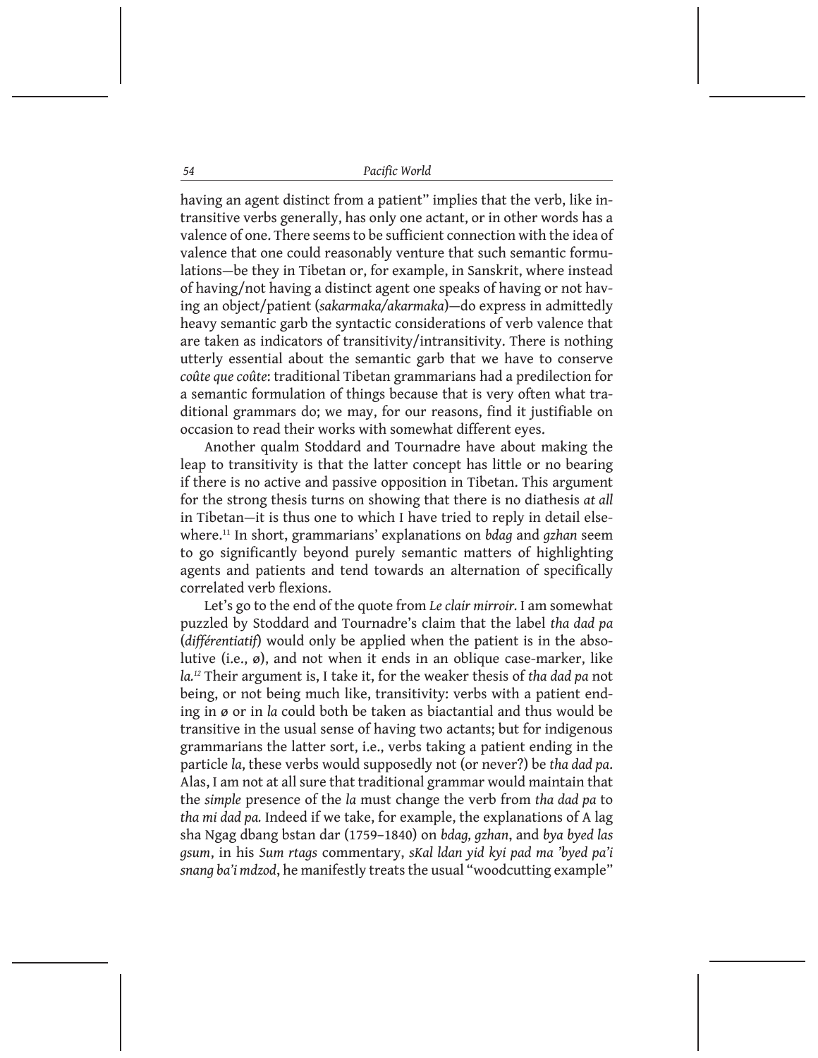having an agent distinct from a patient" implies that the verb, like intransitive verbs generally, has only one actant, or in other words has a valence of one. There seems to be sufficient connection with the idea of valence that one could reasonably venture that such semantic formulations—be they in Tibetan or, for example, in Sanskrit, where instead of having/not having a distinct agent one speaks of having or not having an object/patient (*sakarmaka/akarmaka*)—do express in admittedly heavy semantic garb the syntactic considerations of verb valence that are taken as indicators of transitivity/intransitivity. There is nothing utterly essential about the semantic garb that we have to conserve *coûte que coûte*: traditional Tibetan grammarians had a predilection for a semantic formulation of things because that is very often what traditional grammars do; we may, for our reasons, find it justifiable on occasion to read their works with somewhat different eyes.

Another qualm Stoddard and Tournadre have about making the leap to transitivity is that the latter concept has little or no bearing if there is no active and passive opposition in Tibetan. This argument for the strong thesis turns on showing that there is no diathesis *at all* in Tibetan—it is thus one to which I have tried to reply in detail elsewhere.[11] In short, grammarians' explanations on *bdag* and *gzhan* seem to go significantly beyond purely semantic matters of highlighting agents and patients and tend towards an alternation of specifically correlated verb flexions.

Let's go to the end of the quote from *Le clair mirroir*. I am somewhat puzzled by Stoddard and Tournadre's claim that the label *tha dad pa* (*différentiatif*) would only be applied when the patient is in the absolutive (i.e., ø), and not when it ends in an oblique case-marker, like *la*.[12] Their argument is, I take it, for the weaker thesis of *tha dad pa* not being, or not being much like, transitivity: verbs with a patient ending in ø or in *la* could both be taken as biactantial and thus would be transitive in the usual sense of having two actants; but for indigenous grammarians the latter sort, i.e., verbs taking a patient ending in the particle *la*, these verbs would supposedly not (or never?) be *tha dad pa*. Alas, I am not at all sure that traditional grammar would maintain that the *simple* presence of the *la* must change the verb from *tha dad pa* to *tha mi dad pa*. Indeed if we take, for example, the explanations of A lag sha Ngag dbang bstan dar (1759–1840) on *bdag*, *gzhan*, and *bya byed las gsum*, in his *Sum rtags* commentary, *sKal ldan yid kyi pad ma 'byed pa'i snang ba'i mdzod*, he manifestly treats the usual "woodcutting example"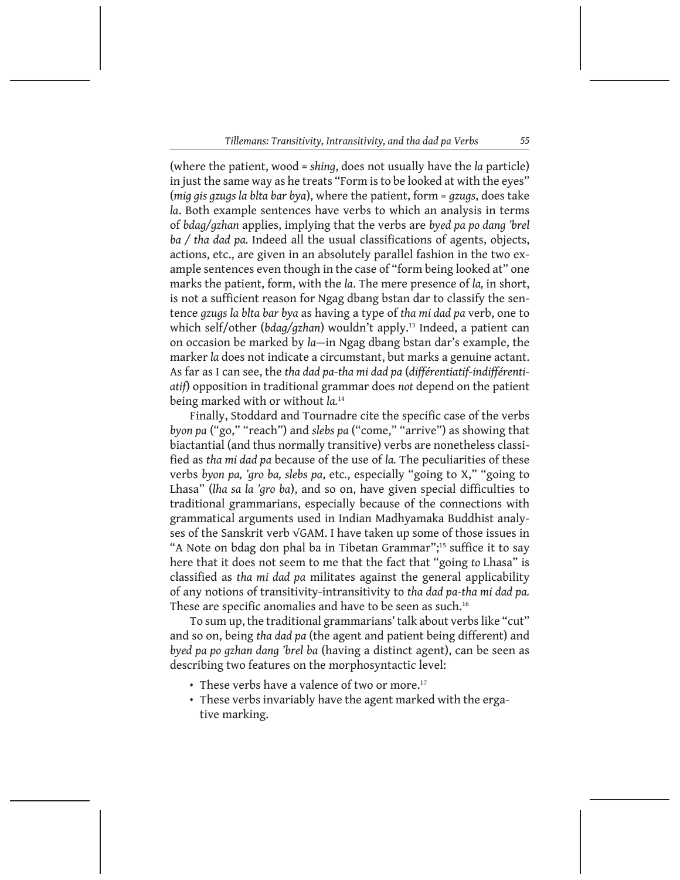(where the patient, wood = *shing*, does not usually have the *la* particle) in just the same way as he treats "Form is to be looked at with the eyes" (*mig gis gzugs la blta bar bya*), where the patient, form = *gzugs*, does take *la*. Both example sentences have verbs to which an analysis in terms of *bdag/gzhan* applies, implying that the verbs are *byed pa po dang 'brel ba / tha dad pa.* Indeed all the usual classifications of agents, objects, actions, etc., are given in an absolutely parallel fashion in the two example sentences even though in the case of "form being looked at" one marks the patient, form, with the *la*. The mere presence of *la,* in short, is not a sufficient reason for Ngag dbang bstan dar to classify the sentence *gzugs la blta bar bya* as having a type of *tha mi dad pa* verb, one to which self/other (*bdag/gzhan*) wouldn't apply.[13] Indeed, a patient can on occasion be marked by *la*—in Ngag dbang bstan dar's example, the marker *la* does not indicate a circumstant, but marks a genuine actant. As far as I can see, the *tha dad pa-tha mi dad pa* (*différentiatif-indifférentiatif*) opposition in traditional grammar does *not* depend on the patient being marked with or without *la.*[14]

Finally, Stoddard and Tournadre cite the specific case of the verbs *byon pa* ("go," "reach") and *slebs pa* ("come," "arrive") as showing that biactantial (and thus normally transitive) verbs are nonetheless classified as *tha mi dad pa* because of the use of *la.* The peculiarities of these verbs *byon pa, 'gro ba, slebs pa*, etc., especially "going to X," "going to Lhasa" (*lha sa la 'gro ba*), and so on, have given special difficulties to traditional grammarians, especially because of the connections with grammatical arguments used in Indian Madhyamaka Buddhist analyses of the Sanskrit verb √GAM. I have taken up some of those issues in "A Note on bdag don phal ba in Tibetan Grammar";[15] suffice it to say here that it does not seem to me that the fact that "going *to* Lhasa" is classified as *tha mi dad pa* militates against the general applicability of any notions of transitivity-intransitivity to *tha dad pa-tha mi dad pa.* These are specific anomalies and have to be seen as such.[16]

To sum up, the traditional grammarians' talk about verbs like "cut" and so on, being *tha dad pa* (the agent and patient being different) and *byed pa po gzhan dang 'brel ba* (having a distinct agent), can be seen as describing two features on the morphosyntactic level:

- These verbs have a valence of two or more.[17]
- These verbs invariably have the agent marked with the ergative marking.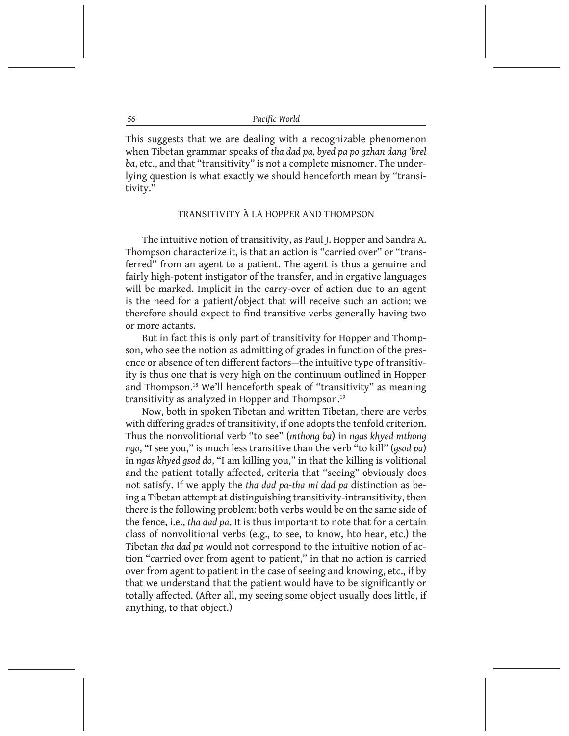This suggests that we are dealing with a recognizable phenomenon when Tibetan grammar speaks of *tha dad pa, byed pa po gzhan dang 'brel ba*, etc., and that "transitivity" is not a complete misnomer. The underlying question is what exactly we should henceforth mean by "transitivity."

## TRANSITIVITY À LA HOPPER AND THOMPSON

The intuitive notion of transitivity, as Paul J. Hopper and Sandra A. Thompson characterize it, is that an action is "carried over" or "transferred" from an agent to a patient. The agent is thus a genuine and fairly high-potent instigator of the transfer, and in ergative languages will be marked. Implicit in the carry-over of action due to an agent is the need for a patient/object that will receive such an action: we therefore should expect to find transitive verbs generally having two or more actants.

But in fact this is only part of transitivity for Hopper and Thompson, who see the notion as admitting of grades in function of the presence or absence of ten different factors—the intuitive type of transitivity is thus one that is very high on the continuum outlined in Hopper and Thompson.[18] We'll henceforth speak of "transitivity" as meaning transitivity as analyzed in Hopper and Thompson.[19]

Now, both in spoken Tibetan and written Tibetan, there are verbs with differing grades of transitivity, if one adopts the tenfold criterion. Thus the nonvolitional verb "to see" (*mthong ba*) in *ngas khyed mthong ngo*, "I see you," is much less transitive than the verb "to kill" (*gsod pa*) in *ngas khyed gsod do*, "I am killing you," in that the killing is volitional and the patient totally affected, criteria that "seeing" obviously does not satisfy. If we apply the *tha dad pa-tha mi dad pa* distinction as being a Tibetan attempt at distinguishing transitivity-intransitivity, then there is the following problem: both verbs would be on the same side of the fence, i.e., *tha dad pa*. It is thus important to note that for a certain class of nonvolitional verbs (e.g., to see, to know, hto hear, etc.) the Tibetan *tha dad pa* would not correspond to the intuitive notion of action "carried over from agent to patient," in that no action is carried over from agent to patient in the case of seeing and knowing, etc., if by that we understand that the patient would have to be significantly or totally affected. (After all, my seeing some object usually does little, if anything, to that object.)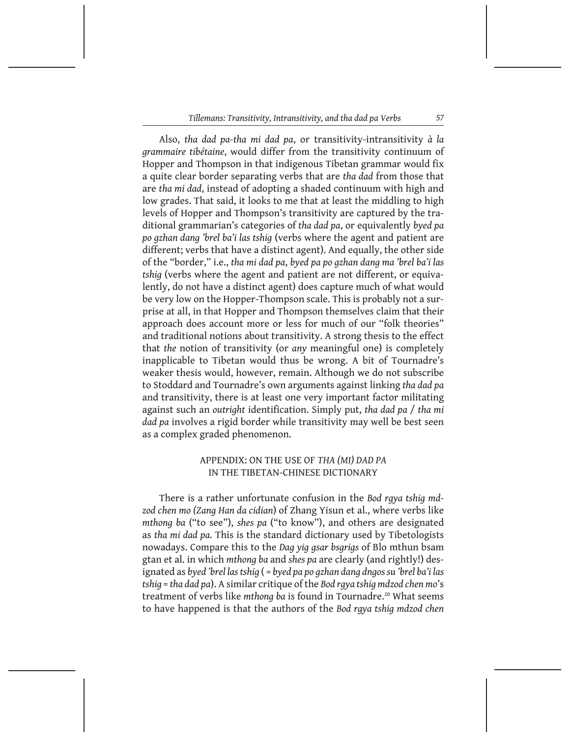Also, *tha dad pa-tha mi dad pa*, or transitivity-intransitivity *à la grammaire tibétaine*, would differ from the transitivity continuum of Hopper and Thompson in that indigenous Tibetan grammar would fix a quite clear border separating verbs that are *tha dad* from those that are *tha mi dad*, instead of adopting a shaded continuum with high and low grades. That said, it looks to me that at least the middling to high levels of Hopper and Thompson's transitivity are captured by the traditional grammarian's categories of *tha dad pa*, or equivalently *byed pa po gzhan dang 'brel ba'i las tshig* (verbs where the agent and patient are different; verbs that have a distinct agent). And equally, the other side of the "border," i.e., *tha mi dad pa*, *byed pa po gzhan dang ma 'brel ba'i las tshig* (verbs where the agent and patient are not different, or equivalently, do not have a distinct agent) does capture much of what would be very low on the Hopper-Thompson scale. This is probably not a surprise at all, in that Hopper and Thompson themselves claim that their approach does account more or less for much of our "folk theories" and traditional notions about transitivity. A strong thesis to the effect that *the* notion of transitivity (or *any* meaningful one) is completely inapplicable to Tibetan would thus be wrong. A bit of Tournadre's weaker thesis would, however, remain. Although we do not subscribe to Stoddard and Tournadre's own arguments against linking *tha dad pa* and transitivity, there is at least one very important factor militating against such an *outright* identification. Simply put, *tha dad pa* / *tha mi dad pa* involves a rigid border while transitivity may well be best seen as a complex graded phenomenon.

## APPENDIX: ON THE USE OF *THA (MI) DAD PA* IN THE TIBETAN-CHINESE DICTIONARY

There is a rather unfortunate confusion in the *Bod rgya tshig mdzod chen mo* (*Zang Han da cidian*) of Zhang Yisun et al., where verbs like *mthong ba* ("to see"), *shes pa* ("to know"), and others are designated as *tha mi dad pa.* This is the standard dictionary used by Tibetologists nowadays. Compare this to the *Dag yig gsar bsgrigs* of Blo mthun bsam gtan et al. in which *mthong ba* and *shes pa* are clearly (and rightly!) designated as *byed 'brel las tshig* ( = *byed pa po gzhan dang dngos su 'brel ba'i las tshig* = *tha dad pa*). A similar critique of the *Bod rgya tshig mdzod chen mo*'s treatment of verbs like *mthong ba* is found in Tournadre.[20] What seems to have happened is that the authors of the *Bod rgya tshig mdzod chen*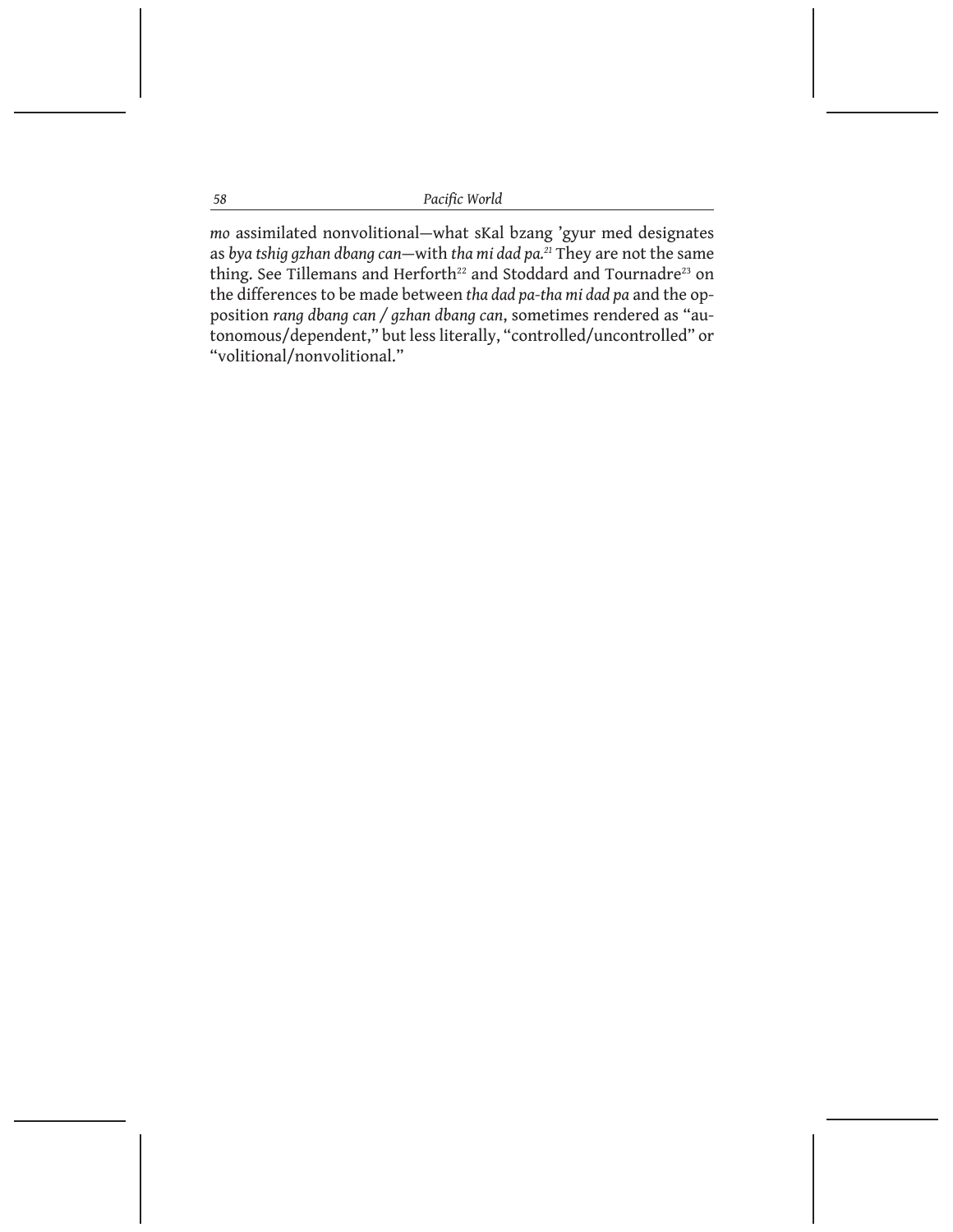*mo* assimilated nonvolitional—what sKal bzang 'gyur med designates as *bya tshig gzhan dbang can*—with *tha mi dad pa.*[21] They are not the same thing. See Tillemans and Herforth[22] and Stoddard and Tournadre[23] on the differences to be made between *tha dad pa-tha mi dad pa* and the opposition *rang dbang can / gzhan dbang can*, sometimes rendered as "autonomous/dependent," but less literally, "controlled/uncontrolled" or "volitional/nonvolitional."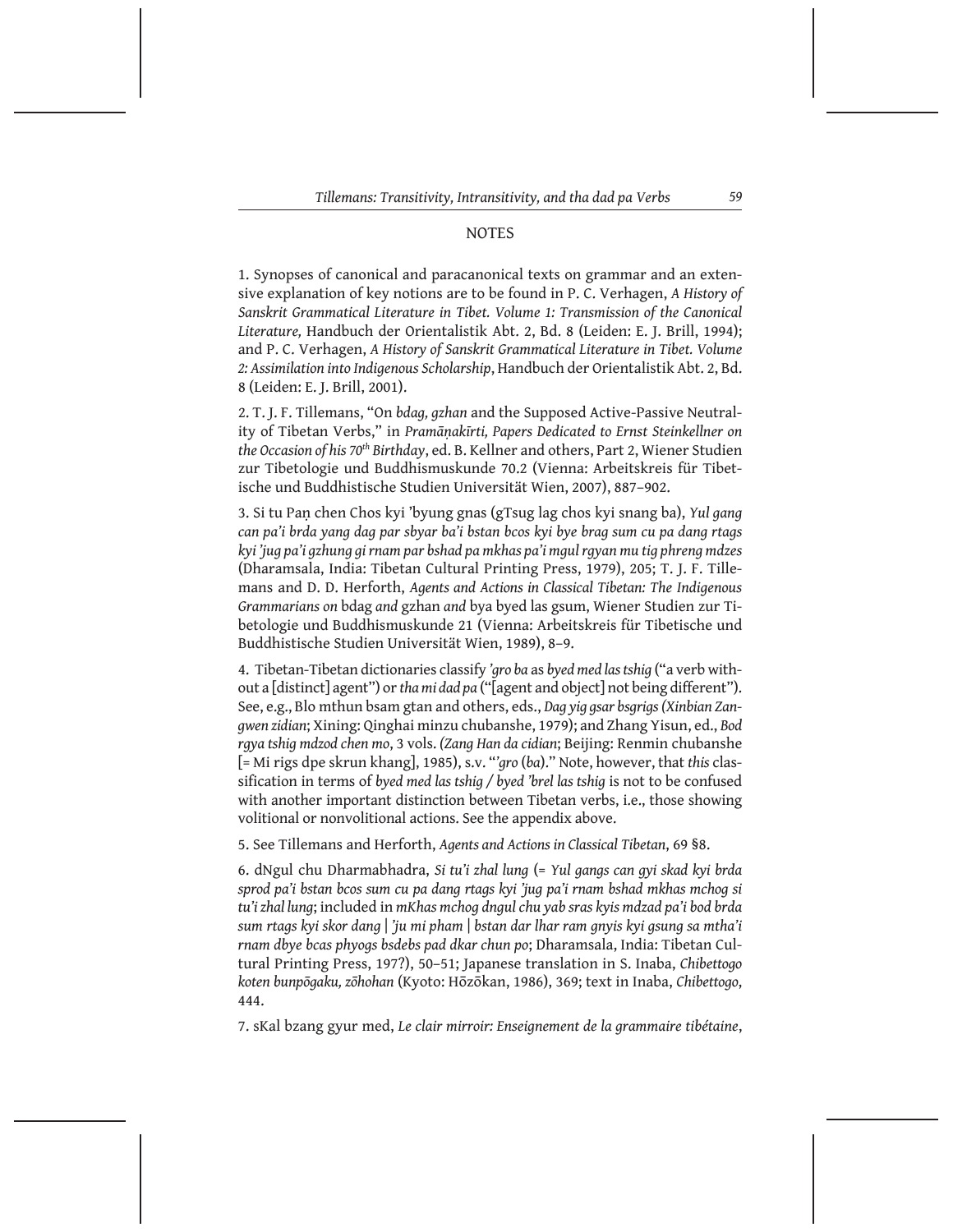## NOTES

1. Synopses of canonical and paracanonical texts on grammar and an extensive explanation of key notions are to be found in P. C. Verhagen, *A History of Sanskrit Grammatical Literature in Tibet. Volume 1: Transmission of the Canonical Literature,* Handbuch der Orientalistik Abt. 2, Bd. 8 (Leiden: E. J. Brill, 1994); and P. C. Verhagen, *A History of Sanskrit Grammatical Literature in Tibet. Volume 2: Assimilation into Indigenous Scholarship*, Handbuch der Orientalistik Abt. 2, Bd. 8 (Leiden: E. J. Brill, 2001).

2. T. J. F. Tillemans, "On *bdag, gzhan* and the Supposed Active-Passive Neutrality of Tibetan Verbs," in *Pramāṇakīrti, Papers Dedicated to Ernst Steinkellner on the Occasion of his 70th Birthday*, ed. B. Kellner and others, Part 2, Wiener Studien zur Tibetologie und Buddhismuskunde 70.2 (Vienna: Arbeitskreis für Tibetische und Buddhistische Studien Universität Wien, 2007), 887–902.

3. Si tu Paṇ chen Chos kyi 'byung gnas (gTsug lag chos kyi snang ba), *Yul gang can pa'i brda yang dag par sbyar ba'i bstan bcos kyi bye brag sum cu pa dang rtags kyi 'jug pa'i gzhung gi rnam par bshad pa mkhas pa'i mgul rgyan mu tig phreng mdzes* (Dharamsala, India: Tibetan Cultural Printing Press, 1979), 205; T. J. F. Tillemans and D. D. Herforth, *Agents and Actions in Classical Tibetan: The Indigenous Grammarians on* bdag *and* gzhan *and* bya byed las gsum, Wiener Studien zur Tibetologie und Buddhismuskunde 21 (Vienna: Arbeitskreis für Tibetische und Buddhistische Studien Universität Wien, 1989), 8–9.

4. Tibetan-Tibetan dictionaries classify *'gro ba* as *byed med las tshig* ("a verb without a [distinct] agent") or *tha mi dad pa* ("[agent and object] not being different"). See, e.g., Blo mthun bsam gtan and others, eds., *Dag yig gsar bsgrigs (Xinbian Zangwen zidian*; Xining: Qinghai minzu chubanshe, 1979); and Zhang Yisun, ed., *Bod rgya tshig mdzod chen mo*, 3 vols. *(Zang Han da cidian*; Beijing: Renmin chubanshe [= Mi rigs dpe skrun khang], 1985), s.v. "*'gro* (*ba*)." Note, however, that *this* classification in terms of *byed med las tshig / byed 'brel las tshig* is not to be confused with another important distinction between Tibetan verbs, i.e., those showing volitional or nonvolitional actions. See the appendix above.

5. See Tillemans and Herforth, *Agents and Actions in Classical Tibetan*, 69 §8.

6. dNgul chu Dharmabhadra, *Si tu'i zhal lung* (= *Yul gangs can gyi skad kyi brda sprod pa'i bstan bcos sum cu pa dang rtags kyi 'jug pa'i rnam bshad mkhas mchog si tu'i zhal lung*; included in *mKhas mchog dngul chu yab sras kyis mdzad pa'i bod brda sum rtags kyi skor dang | 'ju mi pham | bstan dar lhar ram gnyis kyi gsung sa mtha'i rnam dbye bcas phyogs bsdebs pad dkar chun po*; Dharamsala, India: Tibetan Cultural Printing Press, 197?), 50–51; Japanese translation in S. Inaba, *Chibettogo koten bunpōgaku, zōhohan* (Kyoto: Hōzōkan, 1986), 369; text in Inaba, *Chibettogo*, 444.

7. sKal bzang gyur med, *Le clair mirroir: Enseignement de la grammaire tibétaine*,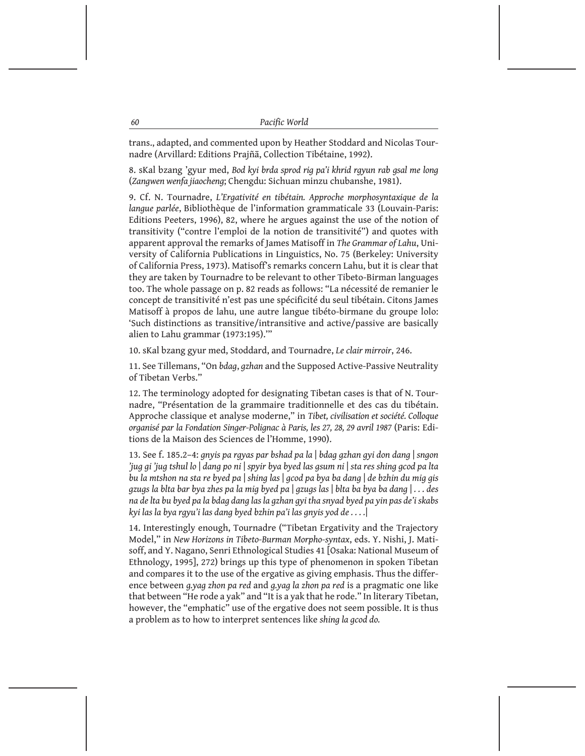trans., adapted, and commented upon by Heather Stoddard and Nicolas Tournadre (Arvillard: Editions Prajñā, Collection Tibétaine, 1992).

8. sKal bzang 'gyur med, *Bod kyi brda sprod rig pa'i khrid rgyun rab gsal me long* (*Zangwen wenfa jiaocheng*; Chengdu: Sichuan minzu chubanshe, 1981).

9. Cf. N. Tournadre, *L'Ergativité en tibétain. Approche morphosyntaxique de la langue parlée*, Bibliothèque de l'information grammaticale 33 (Louvain-Paris: Editions Peeters, 1996), 82, where he argues against the use of the notion of transitivity ("contre l'emploi de la notion de transitivité") and quotes with apparent approval the remarks of James Matisoff in *The Grammar of Lahu*, University of California Publications in Linguistics, No. 75 (Berkeley: University of California Press, 1973). Matisoff's remarks concern Lahu, but it is clear that they are taken by Tournadre to be relevant to other Tibeto-Birman languages too. The whole passage on p. 82 reads as follows: "La nécessité de remanier le concept de transitivité n'est pas une spécificité du seul tibétain. Citons James Matisoff à propos de lahu, une autre langue tibéto-birmane du groupe lolo: 'Such distinctions as transitive/intransitive and active/passive are basically alien to Lahu grammar (1973:195).'"

10. sKal bzang gyur med, Stoddard, and Tournadre, *Le clair mirroir*, 246.

11. See Tillemans, "On *bdag*, *gzhan* and the Supposed Active-Passive Neutrality of Tibetan Verbs."

12. The terminology adopted for designating Tibetan cases is that of N. Tournadre, "Présentation de la grammaire traditionnelle et des cas du tibétain. Approche classique et analyse moderne," in *Tibet, civilisation et société. Colloque organisé par la Fondation Singer-Polignac à Paris, les 27, 28, 29 avril 1987* (Paris: Editions de la Maison des Sciences de l'Homme, 1990).

13. See f. 185.2–4: *gnyis pa rgyas par bshad pa la | bdag gzhan gyi don dang | sngon 'jug gi 'jug tshul lo | dang po ni | spyir bya byed las gsum ni | sta res shing gcod pa lta bu la mtshon na sta re byed pa | shing las | gcod pa bya ba dang | de bzhin du mig gis gzugs la blta bar bya zhes pa la mig byed pa | gzugs las | blta ba bya ba dang | . . . des na de lta bu byed pa la bdag dang las la gzhan gyi tha snyad byed pa yin pas de'i skabs kyi las la bya rgyu'i las dang byed bzhin pa'i las gnyis yod de . . . .|*

14. Interestingly enough, Tournadre ("Tibetan Ergativity and the Trajectory Model," in *New Horizons in Tibeto-Burman Morpho-syntax*, eds. Y. Nishi, J. Matisoff, and Y. Nagano, Senri Ethnological Studies 41 [Osaka: National Museum of Ethnology, 1995], 272) brings up this type of phenomenon in spoken Tibetan and compares it to the use of the ergative as giving emphasis. Thus the difference between *g.yag zhon pa red* and *g.yag la zhon pa red* is a pragmatic one like that between "He rode a yak" and "It is a yak that he rode." In literary Tibetan, however, the "emphatic" use of the ergative does not seem possible. It is thus a problem as to how to interpret sentences like *shing la gcod do.*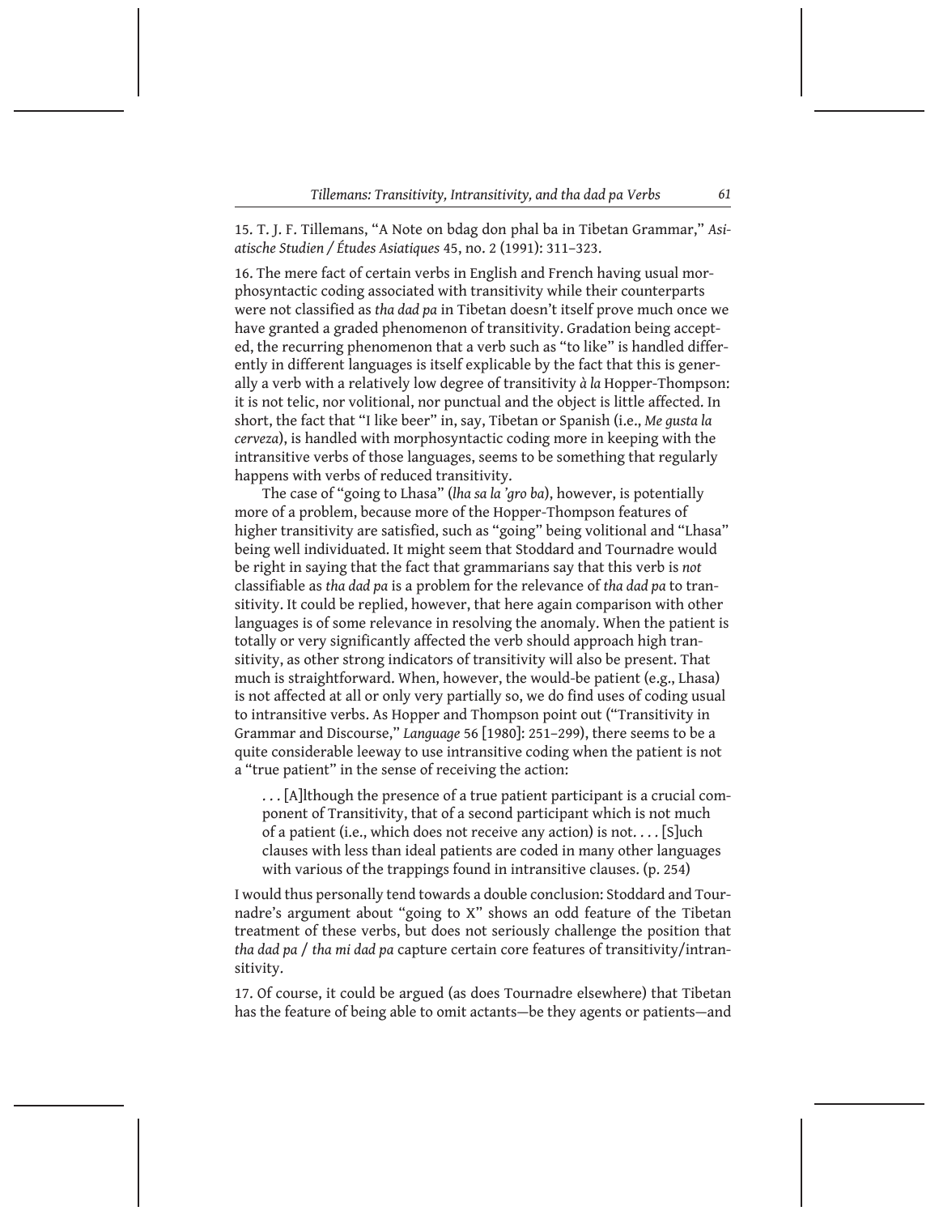15. T. J. F. Tillemans, "A Note on bdag don phal ba in Tibetan Grammar," *Asiatische Studien / Études Asiatiques* 45, no. 2 (1991): 311–323.

16. The mere fact of certain verbs in English and French having usual morphosyntactic coding associated with transitivity while their counterparts were not classified as *tha dad pa* in Tibetan doesn't itself prove much once we have granted a graded phenomenon of transitivity. Gradation being accepted, the recurring phenomenon that a verb such as "to like" is handled differently in different languages is itself explicable by the fact that this is generally a verb with a relatively low degree of transitivity *à la* Hopper-Thompson: it is not telic, nor volitional, nor punctual and the object is little affected. In short, the fact that "I like beer" in, say, Tibetan or Spanish (i.e., *Me gusta la cerveza*), is handled with morphosyntactic coding more in keeping with the intransitive verbs of those languages, seems to be something that regularly happens with verbs of reduced transitivity.

The case of "going to Lhasa" (*lha sa la 'gro ba*), however, is potentially more of a problem, because more of the Hopper-Thompson features of higher transitivity are satisfied, such as "going" being volitional and "Lhasa" being well individuated. It might seem that Stoddard and Tournadre would be right in saying that the fact that grammarians say that this verb is *not* classifiable as *tha dad pa* is a problem for the relevance of *tha dad pa* to transitivity. It could be replied, however, that here again comparison with other languages is of some relevance in resolving the anomaly. When the patient is totally or very significantly affected the verb should approach high transitivity, as other strong indicators of transitivity will also be present. That much is straightforward. When, however, the would-be patient (e.g., Lhasa) is not affected at all or only very partially so, we do find uses of coding usual to intransitive verbs. As Hopper and Thompson point out ("Transitivity in Grammar and Discourse," *Language* 56 [1980]: 251–299), there seems to be a quite considerable leeway to use intransitive coding when the patient is not a "true patient" in the sense of receiving the action:

> . . . [A]lthough the presence of a true patient participant is a crucial component of Transitivity, that of a second participant which is not much of a patient (i.e., which does not receive any action) is not. . . . [S]uch clauses with less than ideal patients are coded in many other languages with various of the trappings found in intransitive clauses. (p. 254)

I would thus personally tend towards a double conclusion: Stoddard and Tournadre's argument about "going to X" shows an odd feature of the Tibetan treatment of these verbs, but does not seriously challenge the position that *tha dad pa* / *tha mi dad pa* capture certain core features of transitivity/intransitivity.

17. Of course, it could be argued (as does Tournadre elsewhere) that Tibetan has the feature of being able to omit actants—be they agents or patients—and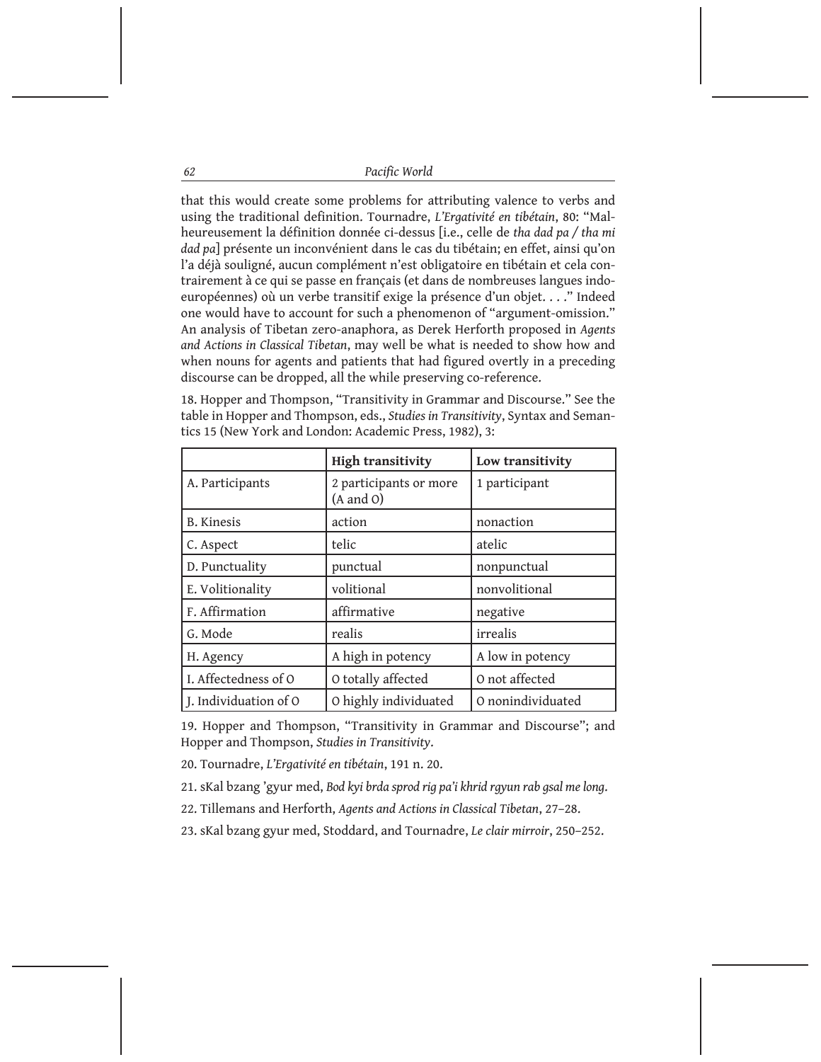that this would create some problems for attributing valence to verbs and using the traditional definition. Tournadre, *L'Ergativité en tibétain*, 80: "Malheureusement la définition donnée ci-dessus [i.e., celle de *tha dad pa / tha mi dad pa*] présente un inconvénient dans le cas du tibétain; en effet, ainsi qu'on l'a déjà souligné, aucun complément n'est obligatoire en tibétain et cela contrairement à ce qui se passe en français (et dans de nombreuses langues indo-européennes) où un verbe transitif exige la présence d'un objet. . . ." Indeed one would have to account for such a phenomenon of "argument-omission." An analysis of Tibetan zero-anaphora, as Derek Herforth proposed in *Agents and Actions in Classical Tibetan*, may well be what is needed to show how and when nouns for agents and patients that had figured overtly in a preceding discourse can be dropped, all the while preserving co-reference.

18. Hopper and Thompson, "Transitivity in Grammar and Discourse." See the table in Hopper and Thompson, eds., *Studies in Transitivity*, Syntax and Semantics 15 (New York and London: Academic Press, 1982), 3:

| | **High transitivity** | **Low transitivity** |
|---|---|---|
| A. Participants | 2 participants or more (A and O) | 1 participant |
| B. Kinesis | action | nonaction |
| C. Aspect | telic | atelic |
| D. Punctuality | punctual | nonpunctual |
| E. Volitionality | volitional | nonvolitional |
| F. Affirmation | affirmative | negative |
| G. Mode | realis | irrealis |
| H. Agency | A high in potency | A low in potency |
| I. Affectedness of O | O totally affected | O not affected |
| J. Individuation of O | O highly individuated | O nonindividuated |

19. Hopper and Thompson, "Transitivity in Grammar and Discourse"; and Hopper and Thompson, *Studies in Transitivity*.

20. Tournadre, *L'Ergativité en tibétain*, 191 n. 20.

21. sKal bzang 'gyur med, *Bod kyi brda sprod rig pa'i khrid rgyun rab gsal me long*.

22. Tillemans and Herforth, *Agents and Actions in Classical Tibetan*, 27–28.

23. sKal bzang gyur med, Stoddard, and Tournadre, *Le clair miroir*, 250–252.